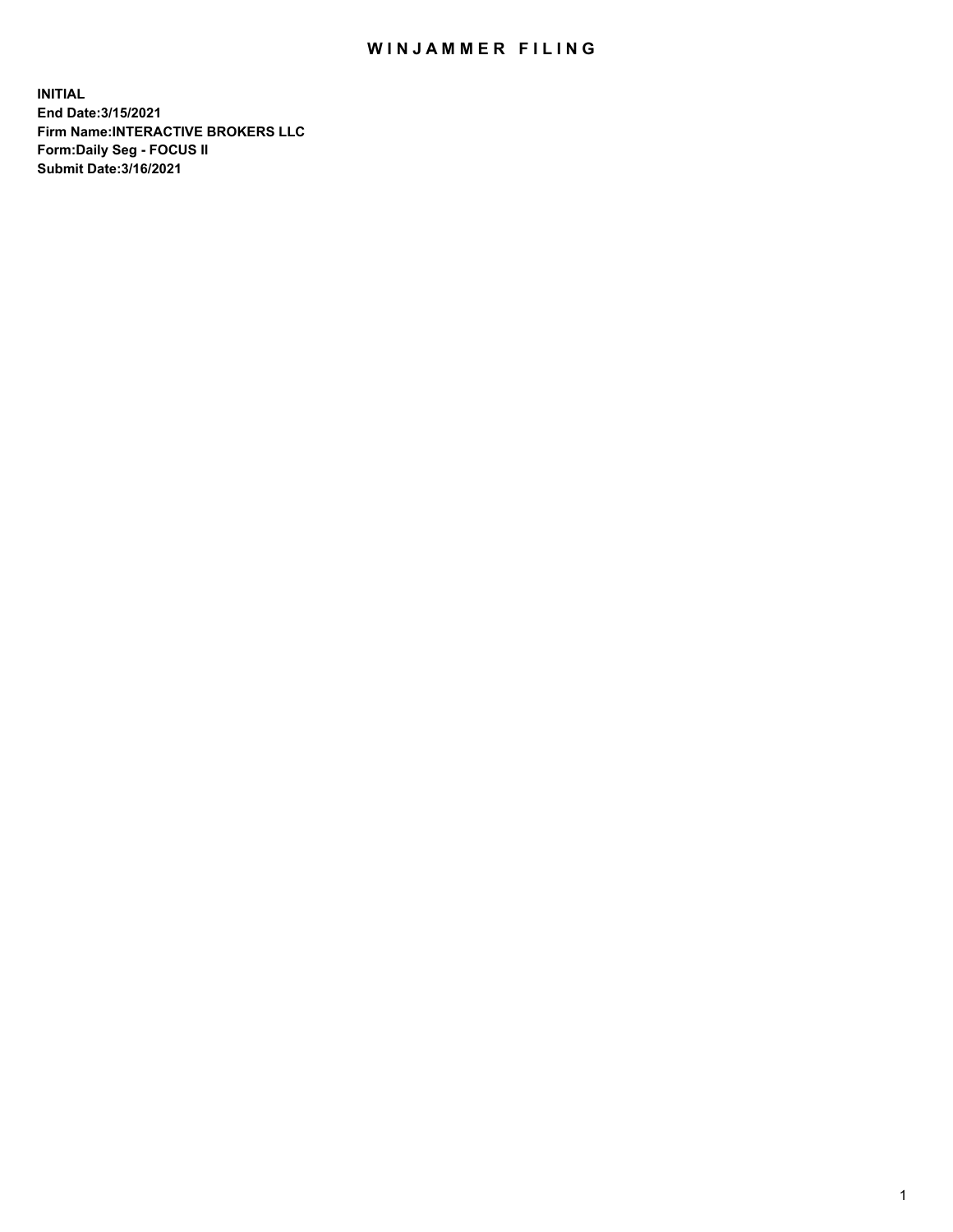# WINJAMMER FILING

**INITIAL**
**End Date:3/15/2021**
**Firm Name:INTERACTIVE BROKERS LLC**
**Form:Daily Seg - FOCUS II**
**Submit Date:3/16/2021**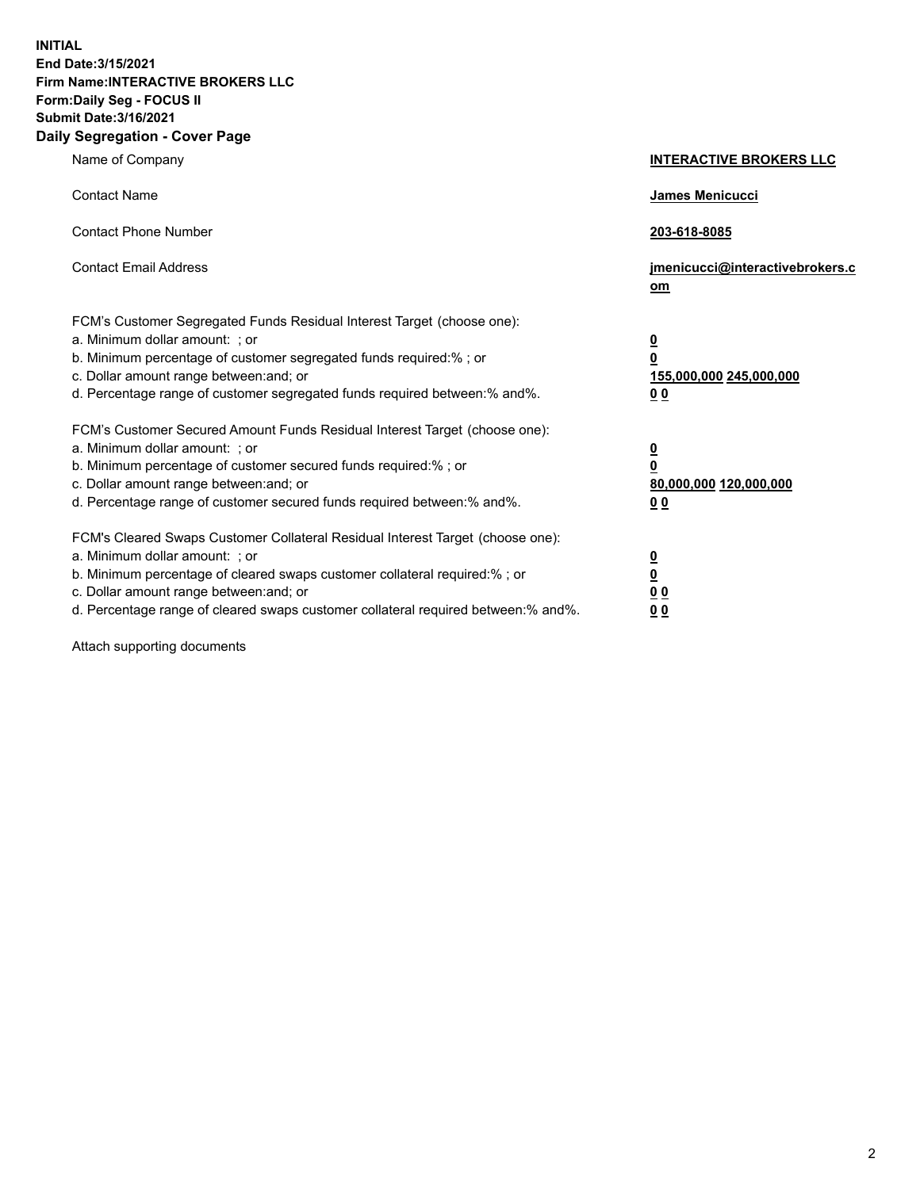**INITIAL**
**End Date:3/15/2021**
**Firm Name:INTERACTIVE BROKERS LLC**
**Form:Daily Seg - FOCUS II**
**Submit Date:3/16/2021**
**Daily Segregation - Cover Page**

| | |
|---|---|
| Name of Company | **INTERACTIVE BROKERS LLC** |
| Contact Name | **James Menicucci** |
| Contact Phone Number | **203-618-8085** |
| Contact Email Address | **jmenicucci@interactivebrokers.com** |
| FCM's Customer Segregated Funds Residual Interest Target (choose one): | |
| a. Minimum dollar amount: ; or | **0** |
| b. Minimum percentage of customer segregated funds required:% ; or | **0** |
| c. Dollar amount range between:and; or | **155,000,000 245,000,000** |
| d. Percentage range of customer segregated funds required between:% and%. | **0 0** |
| FCM's Customer Secured Amount Funds Residual Interest Target (choose one): | |
| a. Minimum dollar amount: ; or | **0** |
| b. Minimum percentage of customer secured funds required:% ; or | **0** |
| c. Dollar amount range between:and; or | **80,000,000 120,000,000** |
| d. Percentage range of customer secured funds required between:% and%. | **0 0** |
| FCM's Cleared Swaps Customer Collateral Residual Interest Target (choose one): | |
| a. Minimum dollar amount: ; or | **0** |
| b. Minimum percentage of cleared swaps customer collateral required:% ; or | **0** |
| c. Dollar amount range between:and; or | **0 0** |
| d. Percentage range of cleared swaps customer collateral required between:% and%. | **0 0** |

Attach supporting documents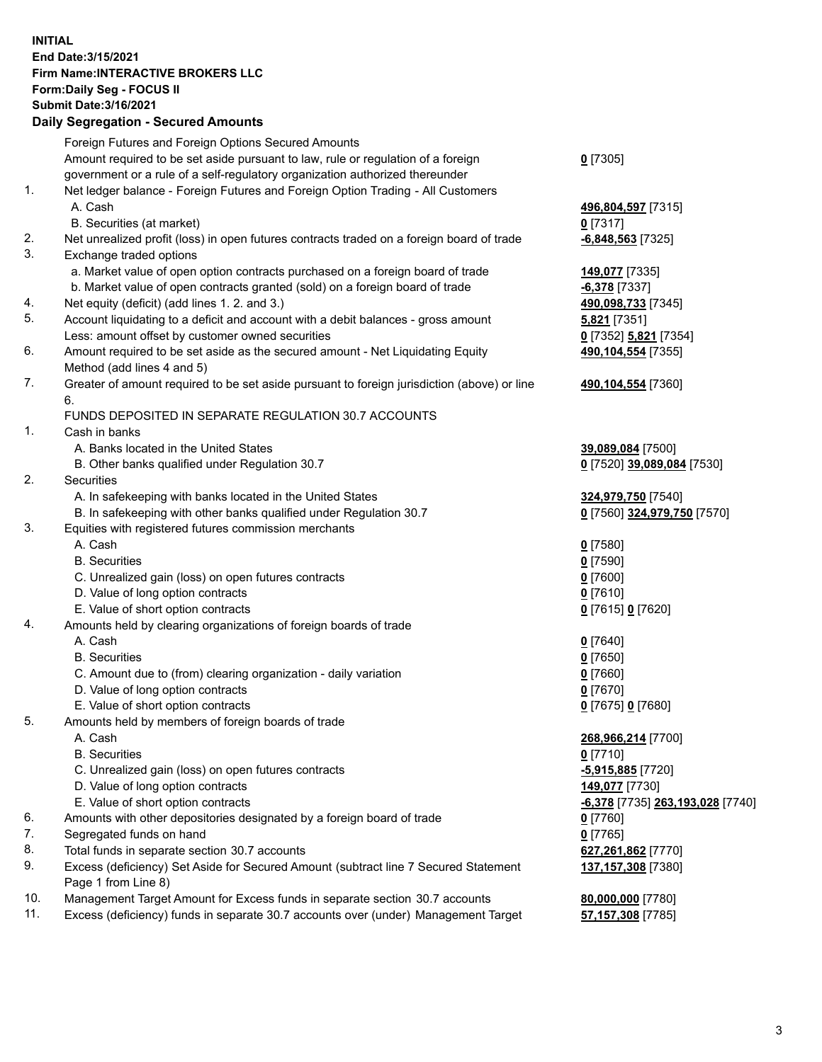**INITIAL**
**End Date:3/15/2021**
**Firm Name:INTERACTIVE BROKERS LLC**
**Form:Daily Seg - FOCUS II**
**Submit Date:3/16/2021**

## Daily Segregation - Secured Amounts

| | | |
|---|---|---|
| | Foreign Futures and Foreign Options Secured Amounts | |
| | Amount required to be set aside pursuant to law, rule or regulation of a foreign government or a rule of a self-regulatory organization authorized thereunder | **0** [7305] |
| 1. | Net ledger balance - Foreign Futures and Foreign Option Trading - All Customers | |
| | A. Cash | **496,804,597** [7315] |
| | B. Securities (at market) | **0** [7317] |
| 2. | Net unrealized profit (loss) in open futures contracts traded on a foreign board of trade | **-6,848,563** [7325] |
| 3. | Exchange traded options | |
| | a. Market value of open option contracts purchased on a foreign board of trade | **149,077** [7335] |
| | b. Market value of open contracts granted (sold) on a foreign board of trade | **-6,378** [7337] |
| 4. | Net equity (deficit) (add lines 1. 2. and 3.) | **490,098,733** [7345] |
| 5. | Account liquidating to a deficit and account with a debit balances - gross amount | **5,821** [7351] |
| | Less: amount offset by customer owned securities | **0** [7352] **5,821** [7354] |
| 6. | Amount required to be set aside as the secured amount - Net Liquidating Equity Method (add lines 4 and 5) | **490,104,554** [7355] |
| 7. | Greater of amount required to be set aside pursuant to foreign jurisdiction (above) or line 6. | **490,104,554** [7360] |
| | FUNDS DEPOSITED IN SEPARATE REGULATION 30.7 ACCOUNTS | |
| 1. | Cash in banks | |
| | A. Banks located in the United States | **39,089,084** [7500] |
| | B. Other banks qualified under Regulation 30.7 | **0** [7520] **39,089,084** [7530] |
| 2. | Securities | |
| | A. In safekeeping with banks located in the United States | **324,979,750** [7540] |
| | B. In safekeeping with other banks qualified under Regulation 30.7 | **0** [7560] **324,979,750** [7570] |
| 3. | Equities with registered futures commission merchants | |
| | A. Cash | **0** [7580] |
| | B. Securities | **0** [7590] |
| | C. Unrealized gain (loss) on open futures contracts | **0** [7600] |
| | D. Value of long option contracts | **0** [7610] |
| | E. Value of short option contracts | **0** [7615] **0** [7620] |
| 4. | Amounts held by clearing organizations of foreign boards of trade | |
| | A. Cash | **0** [7640] |
| | B. Securities | **0** [7650] |
| | C. Amount due to (from) clearing organization - daily variation | **0** [7660] |
| | D. Value of long option contracts | **0** [7670] |
| | E. Value of short option contracts | **0** [7675] **0** [7680] |
| 5. | Amounts held by members of foreign boards of trade | |
| | A. Cash | **268,966,214** [7700] |
| | B. Securities | **0** [7710] |
| | C. Unrealized gain (loss) on open futures contracts | **-5,915,885** [7720] |
| | D. Value of long option contracts | **149,077** [7730] |
| | E. Value of short option contracts | **-6,378** [7735] **263,193,028** [7740] |
| 6. | Amounts with other depositories designated by a foreign board of trade | **0** [7760] |
| 7. | Segregated funds on hand | **0** [7765] |
| 8. | Total funds in separate section 30.7 accounts | **627,261,862** [7770] |
| 9. | Excess (deficiency) Set Aside for Secured Amount (subtract line 7 Secured Statement Page 1 from Line 8) | **137,157,308** [7380] |
| 10. | Management Target Amount for Excess funds in separate section 30.7 accounts | **80,000,000** [7780] |
| 11. | Excess (deficiency) funds in separate 30.7 accounts over (under) Management Target | **57,157,308** [7785] |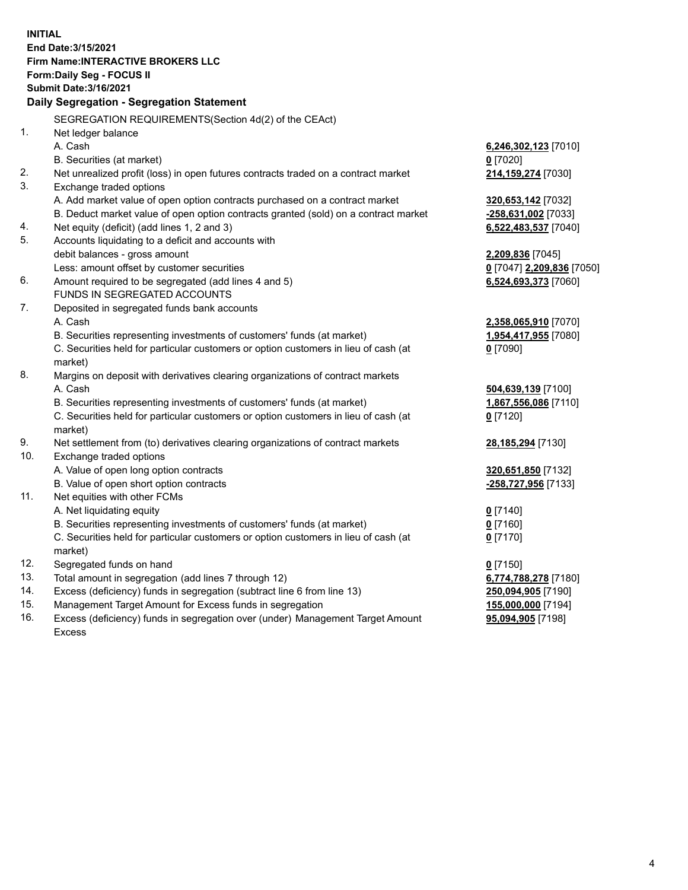**INITIAL**
**End Date:3/15/2021**
**Firm Name:INTERACTIVE BROKERS LLC**
**Form:Daily Seg - FOCUS II**
**Submit Date:3/16/2021**

## Daily Segregation - Segregation Statement

SEGREGATION REQUIREMENTS(Section 4d(2) of the CEAct)

| | | |
|---|---|---|
| 1. | Net ledger balance | |
| | A. Cash | **6,246,302,123** [7010] |
| | B. Securities (at market) | **0** [7020] |
| 2. | Net unrealized profit (loss) in open futures contracts traded on a contract market | **214,159,274** [7030] |
| 3. | Exchange traded options | |
| | A. Add market value of open option contracts purchased on a contract market | **320,653,142** [7032] |
| | B. Deduct market value of open option contracts granted (sold) on a contract market | **-258,631,002** [7033] |
| 4. | Net equity (deficit) (add lines 1, 2 and 3) | **6,522,483,537** [7040] |
| 5. | Accounts liquidating to a deficit and accounts with debit balances - gross amount | **2,209,836** [7045] |
| | Less: amount offset by customer securities | **0** [7047] **2,209,836** [7050] |
| 6. | Amount required to be segregated (add lines 4 and 5) | **6,524,693,373** [7060] |
| | FUNDS IN SEGREGATED ACCOUNTS | |
| 7. | Deposited in segregated funds bank accounts | |
| | A. Cash | **2,358,065,910** [7070] |
| | B. Securities representing investments of customers' funds (at market) | **1,954,417,955** [7080] |
| | C. Securities held for particular customers or option customers in lieu of cash (at market) | **0** [7090] |
| 8. | Margins on deposit with derivatives clearing organizations of contract markets | |
| | A. Cash | **504,639,139** [7100] |
| | B. Securities representing investments of customers' funds (at market) | **1,867,556,086** [7110] |
| | C. Securities held for particular customers or option customers in lieu of cash (at market) | **0** [7120] |
| 9. | Net settlement from (to) derivatives clearing organizations of contract markets | **28,185,294** [7130] |
| 10. | Exchange traded options | |
| | A. Value of open long option contracts | **320,651,850** [7132] |
| | B. Value of open short option contracts | **-258,727,956** [7133] |
| 11. | Net equities with other FCMs | |
| | A. Net liquidating equity | **0** [7140] |
| | B. Securities representing investments of customers' funds (at market) | **0** [7160] |
| | C. Securities held for particular customers or option customers in lieu of cash (at market) | **0** [7170] |
| 12. | Segregated funds on hand | **0** [7150] |
| 13. | Total amount in segregation (add lines 7 through 12) | **6,774,788,278** [7180] |
| 14. | Excess (deficiency) funds in segregation (subtract line 6 from line 13) | **250,094,905** [7190] |
| 15. | Management Target Amount for Excess funds in segregation | **155,000,000** [7194] |
| 16. | Excess (deficiency) funds in segregation over (under) Management Target Amount Excess | **95,094,905** [7198] |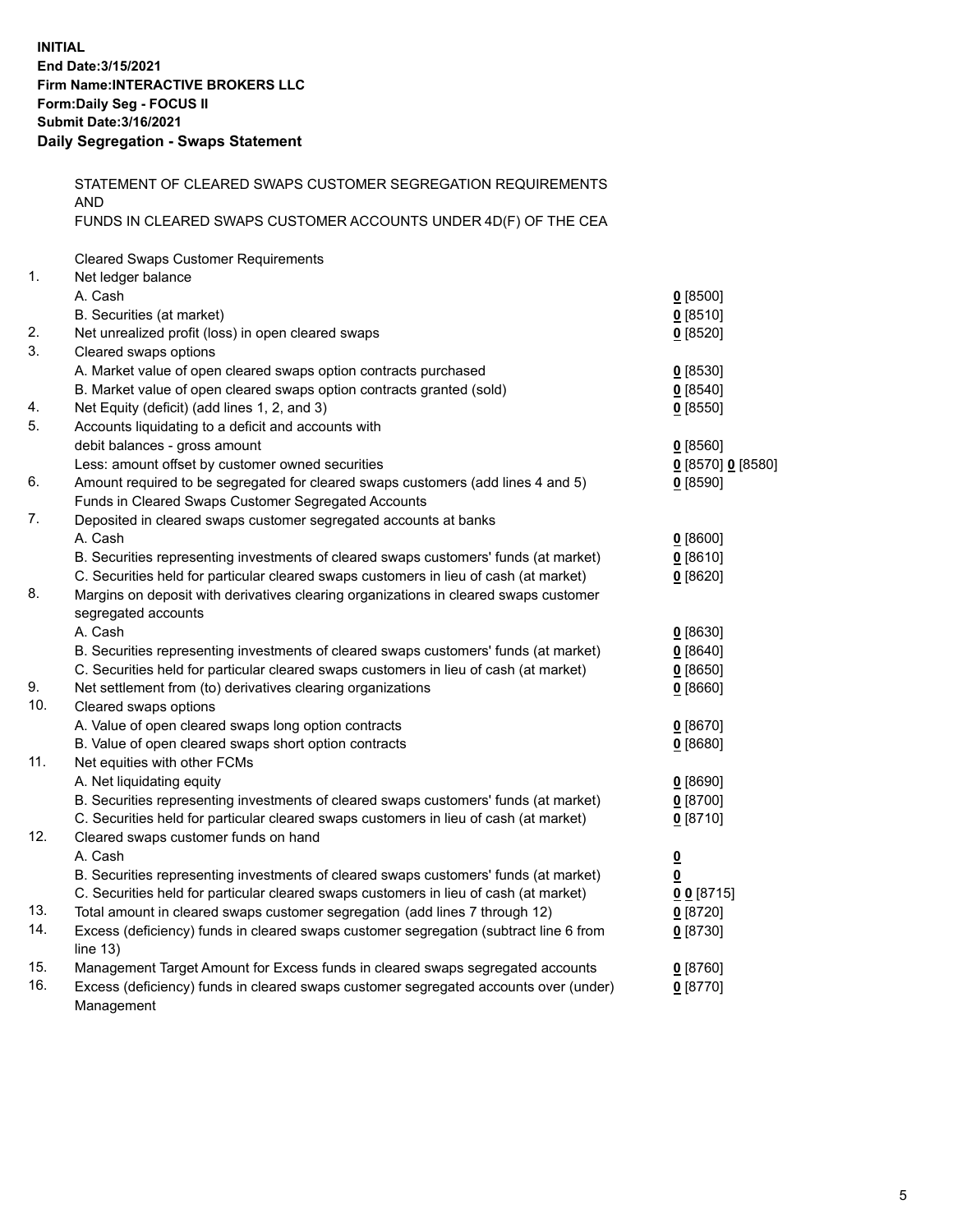**INITIAL**
**End Date:3/15/2021**
**Firm Name:INTERACTIVE BROKERS LLC**
**Form:Daily Seg - FOCUS II**
**Submit Date:3/16/2021**
**Daily Segregation - Swaps Statement**

STATEMENT OF CLEARED SWAPS CUSTOMER SEGREGATION REQUIREMENTS AND FUNDS IN CLEARED SWAPS CUSTOMER ACCOUNTS UNDER 4D(F) OF THE CEA

| | | |
|---|---|---|
| | Cleared Swaps Customer Requirements | |
| 1. | Net ledger balance | |
| | A. Cash | 0 [8500] |
| | B. Securities (at market) | 0 [8510] |
| 2. | Net unrealized profit (loss) in open cleared swaps | 0 [8520] |
| 3. | Cleared swaps options | |
| | A. Market value of open cleared swaps option contracts purchased | 0 [8530] |
| | B. Market value of open cleared swaps option contracts granted (sold) | 0 [8540] |
| 4. | Net Equity (deficit) (add lines 1, 2, and 3) | 0 [8550] |
| 5. | Accounts liquidating to a deficit and accounts with debit balances - gross amount | 0 [8560] |
| | Less: amount offset by customer owned securities | 0 [8570] 0 [8580] |
| 6. | Amount required to be segregated for cleared swaps customers (add lines 4 and 5) | 0 [8590] |
| | Funds in Cleared Swaps Customer Segregated Accounts | |
| 7. | Deposited in cleared swaps customer segregated accounts at banks | |
| | A. Cash | 0 [8600] |
| | B. Securities representing investments of cleared swaps customers' funds (at market) | 0 [8610] |
| | C. Securities held for particular cleared swaps customers in lieu of cash (at market) | 0 [8620] |
| 8. | Margins on deposit with derivatives clearing organizations in cleared swaps customer segregated accounts | |
| | A. Cash | 0 [8630] |
| | B. Securities representing investments of cleared swaps customers' funds (at market) | 0 [8640] |
| | C. Securities held for particular cleared swaps customers in lieu of cash (at market) | 0 [8650] |
| 9. | Net settlement from (to) derivatives clearing organizations | 0 [8660] |
| 10. | Cleared swaps options | |
| | A. Value of open cleared swaps long option contracts | 0 [8670] |
| | B. Value of open cleared swaps short option contracts | 0 [8680] |
| 11. | Net equities with other FCMs | |
| | A. Net liquidating equity | 0 [8690] |
| | B. Securities representing investments of cleared swaps customers' funds (at market) | 0 [8700] |
| | C. Securities held for particular cleared swaps customers in lieu of cash (at market) | 0 [8710] |
| 12. | Cleared swaps customer funds on hand | |
| | A. Cash | 0 |
| | B. Securities representing investments of cleared swaps customers' funds (at market) | 0 |
| | C. Securities held for particular cleared swaps customers in lieu of cash (at market) | 0 0 [8715] |
| 13. | Total amount in cleared swaps customer segregation (add lines 7 through 12) | 0 [8720] |
| 14. | Excess (deficiency) funds in cleared swaps customer segregation (subtract line 6 from line 13) | 0 [8730] |
| 15. | Management Target Amount for Excess funds in cleared swaps segregated accounts | 0 [8760] |
| 16. | Excess (deficiency) funds in cleared swaps customer segregated accounts over (under) Management | 0 [8770] |